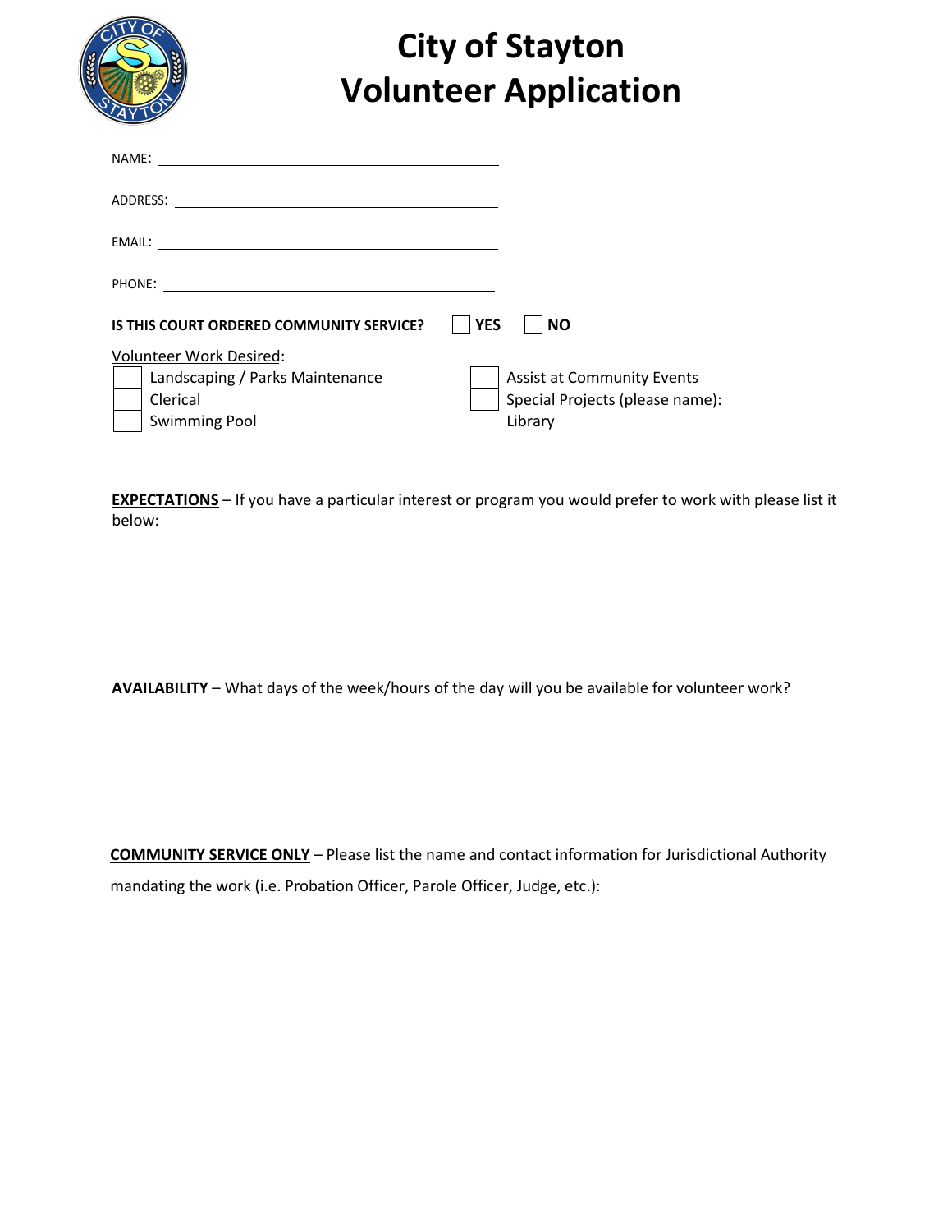# City of Stayton Volunteer Application

NAME: \_\_\_\_\_\_\_\_\_\_\_\_\_\_\_\_\_\_\_\_\_\_\_\_\_\_\_\_\_\_\_\_\_\_\_\_\_\_\_\_

ADDRESS: \_\_\_\_\_\_\_\_\_\_\_\_\_\_\_\_\_\_\_\_\_\_\_\_\_\_\_\_\_\_\_\_\_\_\_\_\_\_

EMAIL: \_\_\_\_\_\_\_\_\_\_\_\_\_\_\_\_\_\_\_\_\_\_\_\_\_\_\_\_\_\_\_\_\_\_\_\_\_\_\_\_

PHONE: \_\_\_\_\_\_\_\_\_\_\_\_\_\_\_\_\_\_\_\_\_\_\_\_\_\_\_\_\_\_\_\_\_\_\_\_\_\_\_

**IS THIS COURT ORDERED COMMUNITY SERVICE?** ☐ **YES** ☐ **NO**

Volunteer Work Desired:

- ☐ Landscaping / Parks Maintenance
- ☐ Clerical
- ☐ Swimming Pool
- ☐ Assist at Community Events
- ☐ Special Projects (please name):
- Library

---

**EXPECTATIONS** – If you have a particular interest or program you would prefer to work with please list it below:

**AVAILABILITY** – What days of the week/hours of the day will you be available for volunteer work?

**COMMUNITY SERVICE ONLY** – Please list the name and contact information for Jurisdictional Authority mandating the work (i.e. Probation Officer, Parole Officer, Judge, etc.):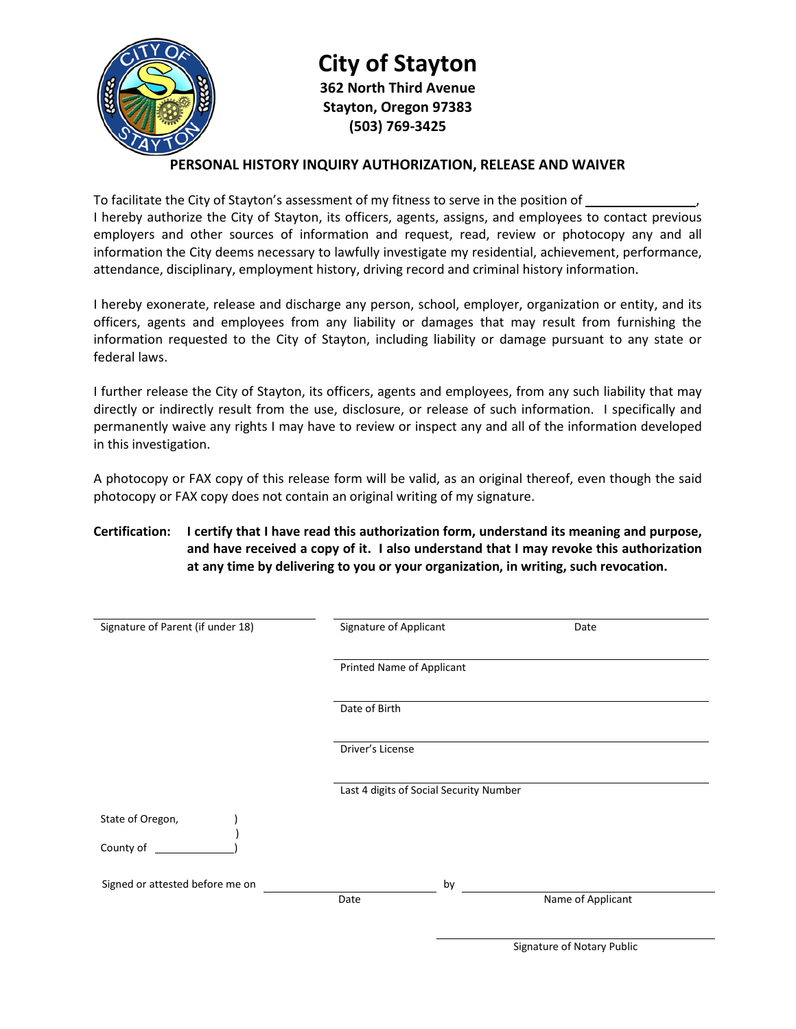# City of Stayton

**362 North Third Avenue**
**Stayton, Oregon 97383**
**(503) 769-3425**

## PERSONAL HISTORY INQUIRY AUTHORIZATION, RELEASE AND WAIVER

To facilitate the City of Stayton's assessment of my fitness to serve in the position of ______________, I hereby authorize the City of Stayton, its officers, agents, assigns, and employees to contact previous employers and other sources of information and request, read, review or photocopy any and all information the City deems necessary to lawfully investigate my residential, achievement, performance, attendance, disciplinary, employment history, driving record and criminal history information.

I hereby exonerate, release and discharge any person, school, employer, organization or entity, and its officers, agents and employees from any liability or damages that may result from furnishing the information requested to the City of Stayton, including liability or damage pursuant to any state or federal laws.

I further release the City of Stayton, its officers, agents and employees, from any such liability that may directly or indirectly result from the use, disclosure, or release of such information. I specifically and permanently waive any rights I may have to review or inspect any and all of the information developed in this investigation.

A photocopy or FAX copy of this release form will be valid, as an original thereof, even though the said photocopy or FAX copy does not contain an original writing of my signature.

**Certification:** **I certify that I have read this authorization form, understand its meaning and purpose, and have received a copy of it. I also understand that I may revoke this authorization at any time by delivering to you or your organization, in writing, such revocation.**

______________________________
Signature of Parent (if under 18)

______________________________
Signature of Applicant                Date

______________________________
Printed Name of Applicant

______________________________
Date of Birth

______________________________
Driver's License

______________________________
Last 4 digits of Social Security Number

State of Oregon, )
 )
County of ____________)

Signed or attested before me on ______________ by ______________
Date                Name of Applicant

______________________________
Signature of Notary Public